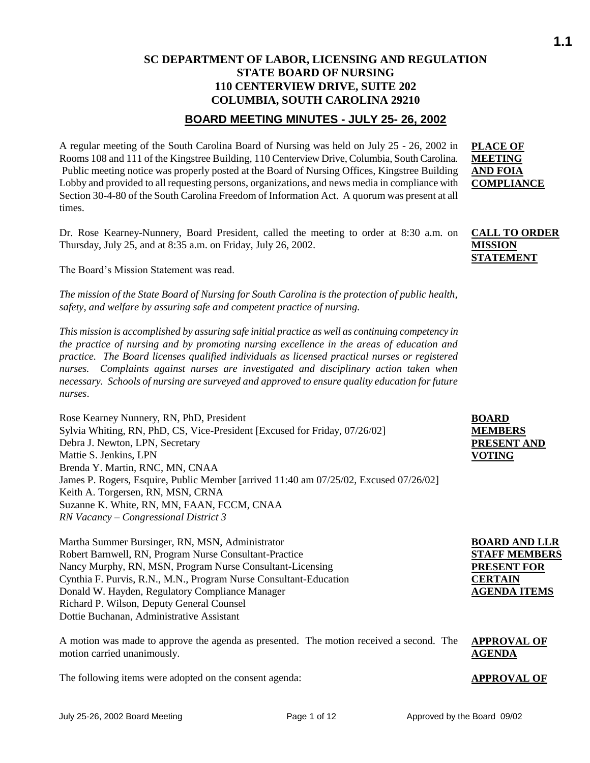# SC DEPARTMENT OF LABOR, LICENSING AND REGULATION
## STATE BOARD OF NURSING
## 110 CENTERVIEW DRIVE, SUITE 202
## COLUMBIA, SOUTH CAROLINA 29210

## BOARD MEETING MINUTES - JULY 25- 26, 2002

**PLACE OF MEETING AND FOIA COMPLIANCE**

A regular meeting of the South Carolina Board of Nursing was held on July 25 - 26, 2002 in Rooms 108 and 111 of the Kingstree Building, 110 Centerview Drive, Columbia, South Carolina. Public meeting notice was properly posted at the Board of Nursing Offices, Kingstree Building Lobby and provided to all requesting persons, organizations, and news media in compliance with Section 30-4-80 of the South Carolina Freedom of Information Act. A quorum was present at all times.

**CALL TO ORDER MISSION STATEMENT**

Dr. Rose Kearney-Nunnery, Board President, called the meeting to order at 8:30 a.m. on Thursday, July 25, and at 8:35 a.m. on Friday, July 26, 2002.

The Board's Mission Statement was read.

*The mission of the State Board of Nursing for South Carolina is the protection of public health, safety, and welfare by assuring safe and competent practice of nursing.*

*This mission is accomplished by assuring safe initial practice as well as continuing competency in the practice of nursing and by promoting nursing excellence in the areas of education and practice. The Board licenses qualified individuals as licensed practical nurses or registered nurses. Complaints against nurses are investigated and disciplinary action taken when necessary. Schools of nursing are surveyed and approved to ensure quality education for future nurses.*

**BOARD MEMBERS PRESENT AND VOTING**

Rose Kearney Nunnery, RN, PhD, President
Sylvia Whiting, RN, PhD, CS, Vice-President [Excused for Friday, 07/26/02]
Debra J. Newton, LPN, Secretary
Mattie S. Jenkins, LPN
Brenda Y. Martin, RNC, MN, CNAA
James P. Rogers, Esquire, Public Member [arrived 11:40 am 07/25/02, Excused 07/26/02]
Keith A. Torgersen, RN, MSN, CRNA
Suzanne K. White, RN, MN, FAAN, FCCM, CNAA
*RN Vacancy – Congressional District 3*

**BOARD AND LLR STAFF MEMBERS PRESENT FOR CERTAIN AGENDA ITEMS**

Martha Summer Bursinger, RN, MSN, Administrator
Robert Barnwell, RN, Program Nurse Consultant-Practice
Nancy Murphy, RN, MSN, Program Nurse Consultant-Licensing
Cynthia F. Purvis, R.N., M.N., Program Nurse Consultant-Education
Donald W. Hayden, Regulatory Compliance Manager
Richard P. Wilson, Deputy General Counsel
Dottie Buchanan, Administrative Assistant

**APPROVAL OF AGENDA**

A motion was made to approve the agenda as presented. The motion received a second. The motion carried unanimously.

**APPROVAL OF**

The following items were adopted on the consent agenda: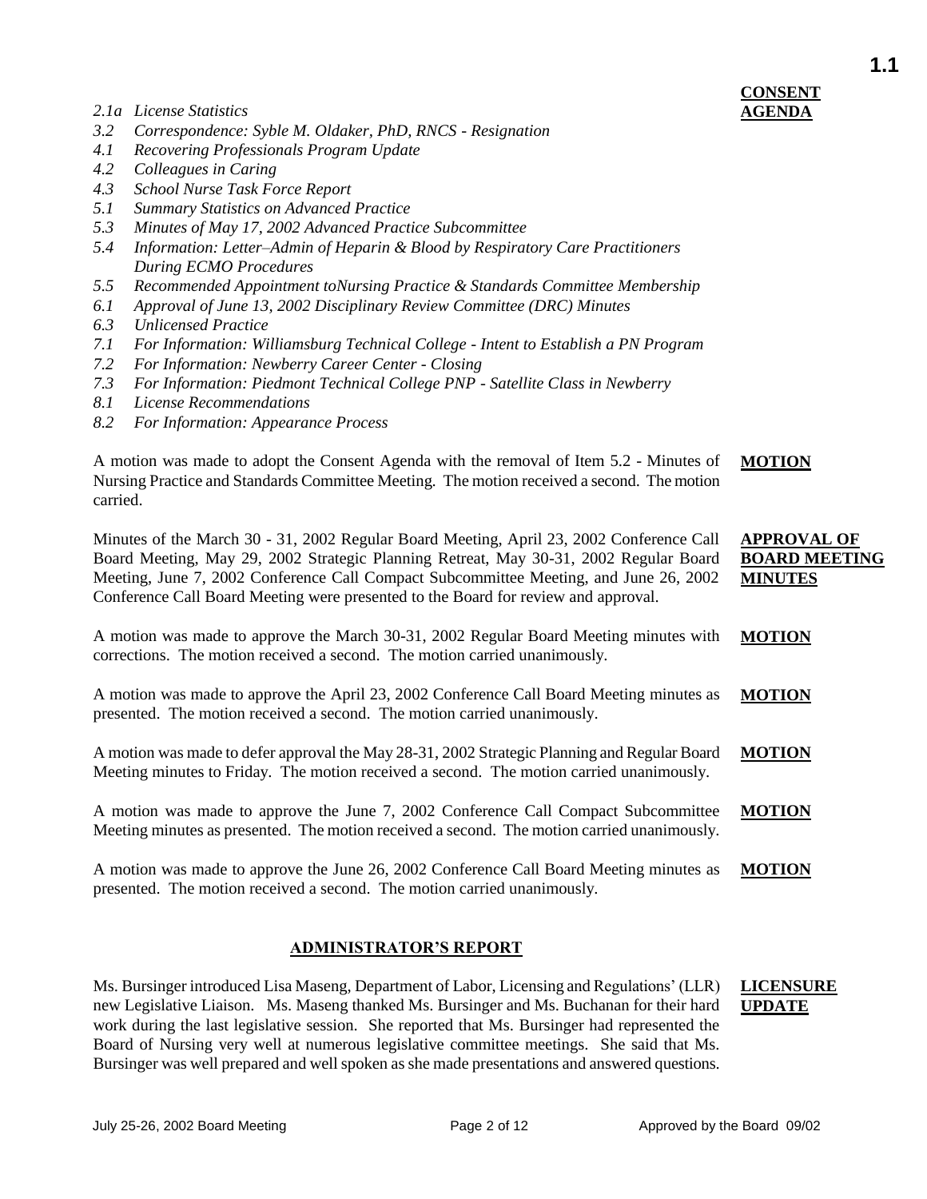**CONSENT AGENDA**

*2.1a License Statistics*
*3.2 Correspondence: Syble M. Oldaker, PhD, RNCS - Resignation*
*4.1 Recovering Professionals Program Update*
*4.2 Colleagues in Caring*
*4.3 School Nurse Task Force Report*
*5.1 Summary Statistics on Advanced Practice*
*5.3 Minutes of May 17, 2002 Advanced Practice Subcommittee*
*5.4 Information: Letter–Admin of Heparin & Blood by Respiratory Care Practitioners During ECMO Procedures*
*5.5 Recommended Appointment toNursing Practice & Standards Committee Membership*
*6.1 Approval of June 13, 2002 Disciplinary Review Committee (DRC) Minutes*
*6.3 Unlicensed Practice*
*7.1 For Information: Williamsburg Technical College - Intent to Establish a PN Program*
*7.2 For Information: Newberry Career Center - Closing*
*7.3 For Information: Piedmont Technical College PNP - Satellite Class in Newberry*
*8.1 License Recommendations*
*8.2 For Information: Appearance Process*

**MOTION**

A motion was made to adopt the Consent Agenda with the removal of Item 5.2 - Minutes of Nursing Practice and Standards Committee Meeting. The motion received a second. The motion carried.

**APPROVAL OF BOARD MEETING MINUTES**

Minutes of the March 30 - 31, 2002 Regular Board Meeting, April 23, 2002 Conference Call Board Meeting, May 29, 2002 Strategic Planning Retreat, May 30-31, 2002 Regular Board Meeting, June 7, 2002 Conference Call Compact Subcommittee Meeting, and June 26, 2002 Conference Call Board Meeting were presented to the Board for review and approval.

**MOTION**

A motion was made to approve the March 30-31, 2002 Regular Board Meeting minutes with corrections. The motion received a second. The motion carried unanimously.

**MOTION**

A motion was made to approve the April 23, 2002 Conference Call Board Meeting minutes as presented. The motion received a second. The motion carried unanimously.

**MOTION**

A motion was made to defer approval the May 28-31, 2002 Strategic Planning and Regular Board Meeting minutes to Friday. The motion received a second. The motion carried unanimously.

**MOTION**

A motion was made to approve the June 7, 2002 Conference Call Compact Subcommittee Meeting minutes as presented. The motion received a second. The motion carried unanimously.

**MOTION**

A motion was made to approve the June 26, 2002 Conference Call Board Meeting minutes as presented. The motion received a second. The motion carried unanimously.

## ADMINISTRATOR'S REPORT

**LICENSURE UPDATE**

Ms. Bursinger introduced Lisa Maseng, Department of Labor, Licensing and Regulations' (LLR) new Legislative Liaison. Ms. Maseng thanked Ms. Bursinger and Ms. Buchanan for their hard work during the last legislative session. She reported that Ms. Bursinger had represented the Board of Nursing very well at numerous legislative committee meetings. She said that Ms. Bursinger was well prepared and well spoken as she made presentations and answered questions.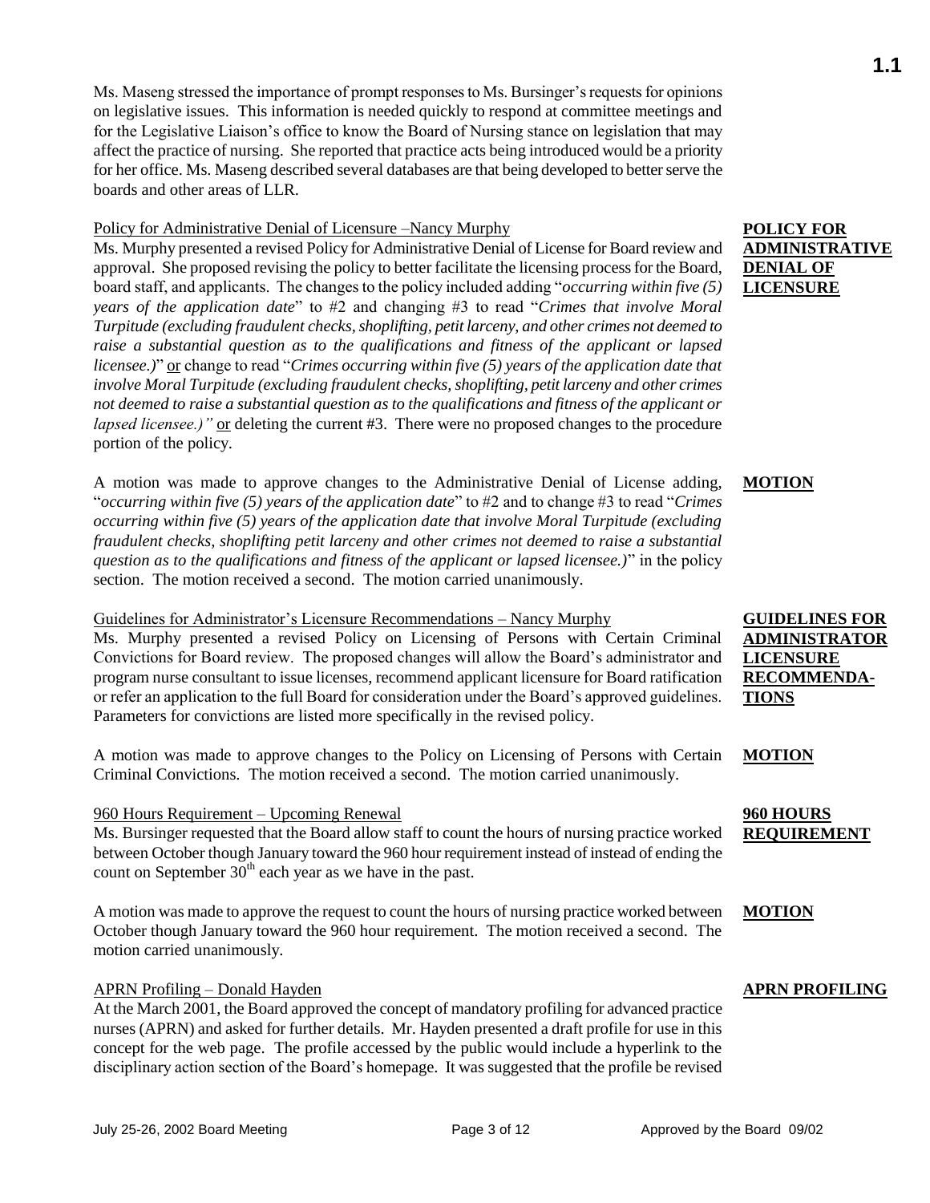Ms. Maseng stressed the importance of prompt responses to Ms. Bursinger's requests for opinions on legislative issues. This information is needed quickly to respond at committee meetings and for the Legislative Liaison's office to know the Board of Nursing stance on legislation that may affect the practice of nursing. She reported that practice acts being introduced would be a priority for her office. Ms. Maseng described several databases are that being developed to better serve the boards and other areas of LLR.

**POLICY FOR ADMINISTRATIVE DENIAL OF LICENSURE**

Policy for Administrative Denial of Licensure –Nancy Murphy

Ms. Murphy presented a revised Policy for Administrative Denial of License for Board review and approval. She proposed revising the policy to better facilitate the licensing process for the Board, board staff, and applicants. The changes to the policy included adding "*occurring within five (5) years of the application date*" to #2 and changing #3 to read "*Crimes that involve Moral Turpitude (excluding fraudulent checks, shoplifting, petit larceny, and other crimes not deemed to raise a substantial question as to the qualifications and fitness of the applicant or lapsed licensee.)*" or change to read "*Crimes occurring within five (5) years of the application date that involve Moral Turpitude (excluding fraudulent checks, shoplifting, petit larceny and other crimes not deemed to raise a substantial question as to the qualifications and fitness of the applicant or lapsed licensee.)"* or deleting the current #3. There were no proposed changes to the procedure portion of the policy.

**MOTION**

A motion was made to approve changes to the Administrative Denial of License adding, "*occurring within five (5) years of the application date*" to #2 and to change #3 to read "*Crimes occurring within five (5) years of the application date that involve Moral Turpitude (excluding fraudulent checks, shoplifting petit larceny and other crimes not deemed to raise a substantial question as to the qualifications and fitness of the applicant or lapsed licensee.)*" in the policy section. The motion received a second. The motion carried unanimously.

**GUIDELINES FOR ADMINISTRATOR LICENSURE RECOMMENDA-TIONS**

Guidelines for Administrator's Licensure Recommendations – Nancy Murphy

Ms. Murphy presented a revised Policy on Licensing of Persons with Certain Criminal Convictions for Board review. The proposed changes will allow the Board's administrator and program nurse consultant to issue licenses, recommend applicant licensure for Board ratification or refer an application to the full Board for consideration under the Board's approved guidelines. Parameters for convictions are listed more specifically in the revised policy.

**MOTION**

A motion was made to approve changes to the Policy on Licensing of Persons with Certain Criminal Convictions. The motion received a second. The motion carried unanimously.

**960 HOURS REQUIREMENT**

960 Hours Requirement – Upcoming Renewal

Ms. Bursinger requested that the Board allow staff to count the hours of nursing practice worked between October though January toward the 960 hour requirement instead of instead of ending the count on September 30th each year as we have in the past.

**MOTION**

A motion was made to approve the request to count the hours of nursing practice worked between October though January toward the 960 hour requirement. The motion received a second. The motion carried unanimously.

**APRN PROFILING**

APRN Profiling – Donald Hayden

At the March 2001, the Board approved the concept of mandatory profiling for advanced practice nurses (APRN) and asked for further details. Mr. Hayden presented a draft profile for use in this concept for the web page. The profile accessed by the public would include a hyperlink to the disciplinary action section of the Board's homepage. It was suggested that the profile be revised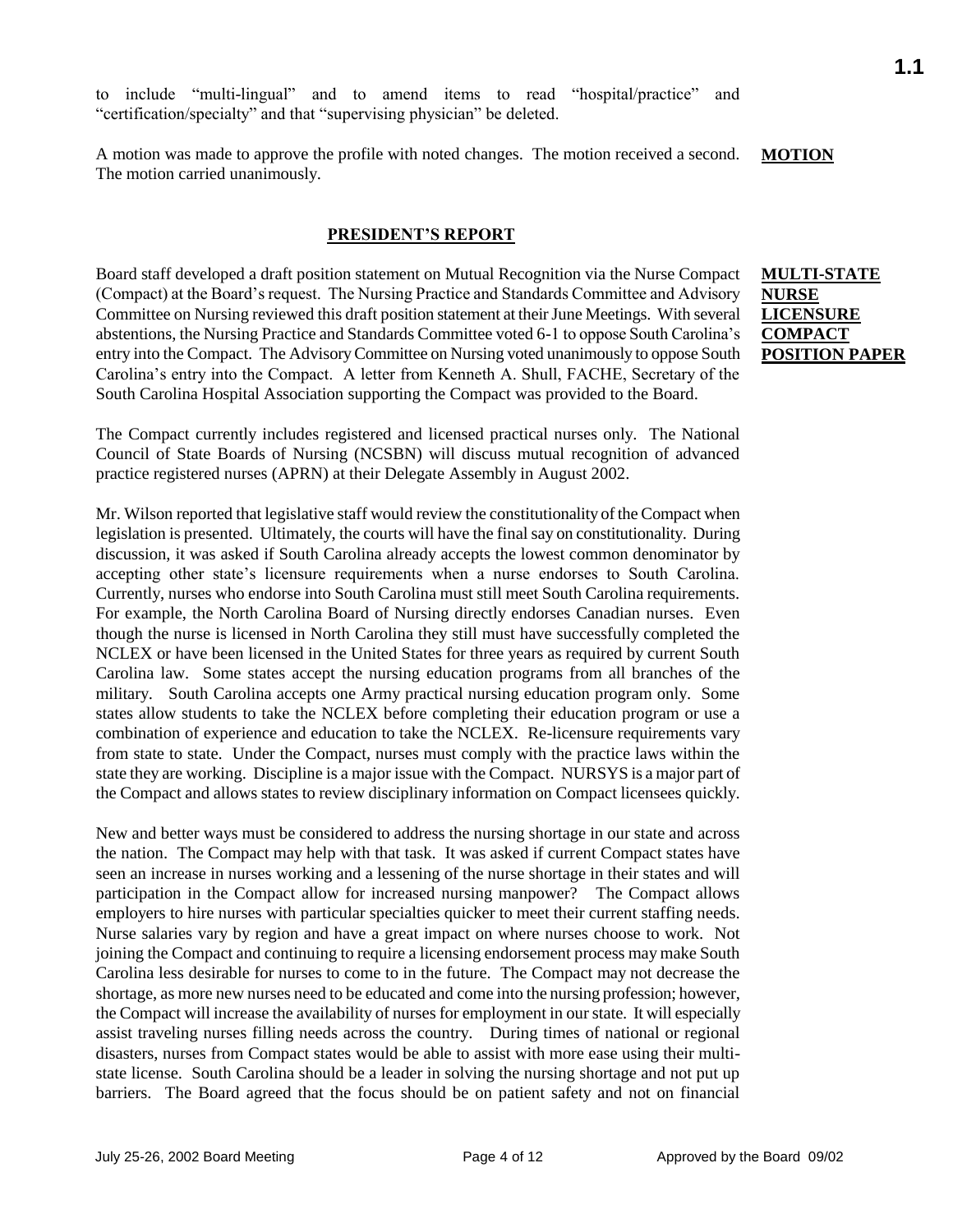to include "multi-lingual" and to amend items to read "hospital/practice" and "certification/specialty" and that "supervising physician" be deleted.

**MOTION**

A motion was made to approve the profile with noted changes. The motion received a second. The motion carried unanimously.

## PRESIDENT'S REPORT

**MULTI-STATE NURSE LICENSURE COMPACT POSITION PAPER**

Board staff developed a draft position statement on Mutual Recognition via the Nurse Compact (Compact) at the Board's request. The Nursing Practice and Standards Committee and Advisory Committee on Nursing reviewed this draft position statement at their June Meetings. With several abstentions, the Nursing Practice and Standards Committee voted 6-1 to oppose South Carolina's entry into the Compact. The Advisory Committee on Nursing voted unanimously to oppose South Carolina's entry into the Compact. A letter from Kenneth A. Shull, FACHE, Secretary of the South Carolina Hospital Association supporting the Compact was provided to the Board.

The Compact currently includes registered and licensed practical nurses only. The National Council of State Boards of Nursing (NCSBN) will discuss mutual recognition of advanced practice registered nurses (APRN) at their Delegate Assembly in August 2002.

Mr. Wilson reported that legislative staff would review the constitutionality of the Compact when legislation is presented. Ultimately, the courts will have the final say on constitutionality. During discussion, it was asked if South Carolina already accepts the lowest common denominator by accepting other state's licensure requirements when a nurse endorses to South Carolina. Currently, nurses who endorse into South Carolina must still meet South Carolina requirements. For example, the North Carolina Board of Nursing directly endorses Canadian nurses. Even though the nurse is licensed in North Carolina they still must have successfully completed the NCLEX or have been licensed in the United States for three years as required by current South Carolina law. Some states accept the nursing education programs from all branches of the military. South Carolina accepts one Army practical nursing education program only. Some states allow students to take the NCLEX before completing their education program or use a combination of experience and education to take the NCLEX. Re-licensure requirements vary from state to state. Under the Compact, nurses must comply with the practice laws within the state they are working. Discipline is a major issue with the Compact. NURSYS is a major part of the Compact and allows states to review disciplinary information on Compact licensees quickly.

New and better ways must be considered to address the nursing shortage in our state and across the nation. The Compact may help with that task. It was asked if current Compact states have seen an increase in nurses working and a lessening of the nurse shortage in their states and will participation in the Compact allow for increased nursing manpower? The Compact allows employers to hire nurses with particular specialties quicker to meet their current staffing needs. Nurse salaries vary by region and have a great impact on where nurses choose to work. Not joining the Compact and continuing to require a licensing endorsement process may make South Carolina less desirable for nurses to come to in the future. The Compact may not decrease the shortage, as more new nurses need to be educated and come into the nursing profession; however, the Compact will increase the availability of nurses for employment in our state. It will especially assist traveling nurses filling needs across the country. During times of national or regional disasters, nurses from Compact states would be able to assist with more ease using their multi-state license. South Carolina should be a leader in solving the nursing shortage and not put up barriers. The Board agreed that the focus should be on patient safety and not on financial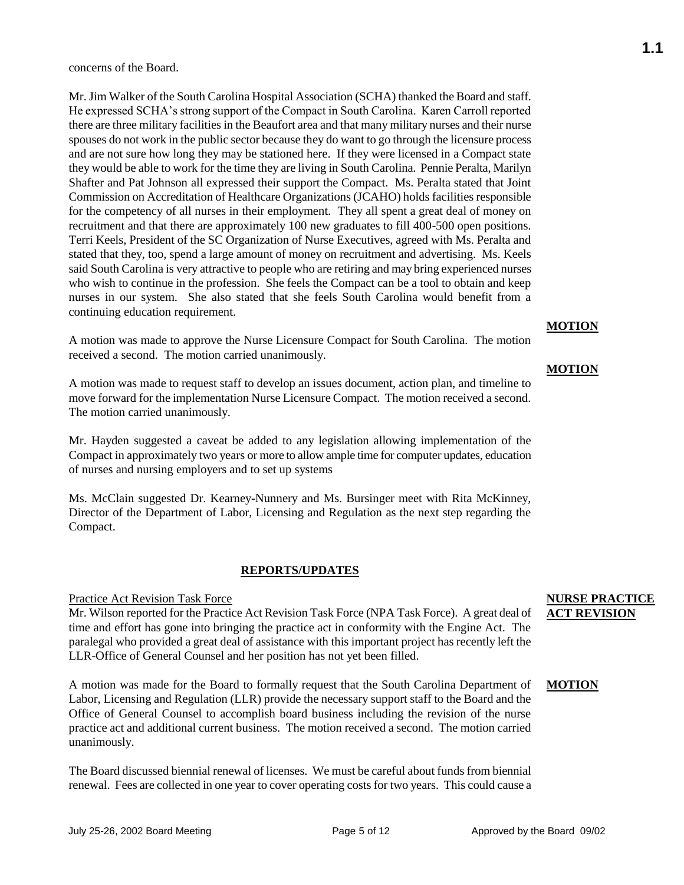concerns of the Board.

Mr. Jim Walker of the South Carolina Hospital Association (SCHA) thanked the Board and staff. He expressed SCHA's strong support of the Compact in South Carolina. Karen Carroll reported there are three military facilities in the Beaufort area and that many military nurses and their nurse spouses do not work in the public sector because they do want to go through the licensure process and are not sure how long they may be stationed here. If they were licensed in a Compact state they would be able to work for the time they are living in South Carolina. Pennie Peralta, Marilyn Shafter and Pat Johnson all expressed their support the Compact. Ms. Peralta stated that Joint Commission on Accreditation of Healthcare Organizations (JCAHO) holds facilities responsible for the competency of all nurses in their employment. They all spent a great deal of money on recruitment and that there are approximately 100 new graduates to fill 400-500 open positions. Terri Keels, President of the SC Organization of Nurse Executives, agreed with Ms. Peralta and stated that they, too, spend a large amount of money on recruitment and advertising. Ms. Keels said South Carolina is very attractive to people who are retiring and may bring experienced nurses who wish to continue in the profession. She feels the Compact can be a tool to obtain and keep nurses in our system. She also stated that she feels South Carolina would benefit from a continuing education requirement.

**MOTION**

A motion was made to approve the Nurse Licensure Compact for South Carolina. The motion received a second. The motion carried unanimously.

**MOTION**

A motion was made to request staff to develop an issues document, action plan, and timeline to move forward for the implementation Nurse Licensure Compact. The motion received a second. The motion carried unanimously.

Mr. Hayden suggested a caveat be added to any legislation allowing implementation of the Compact in approximately two years or more to allow ample time for computer updates, education of nurses and nursing employers and to set up systems

Ms. McClain suggested Dr. Kearney-Nunnery and Ms. Bursinger meet with Rita McKinney, Director of the Department of Labor, Licensing and Regulation as the next step regarding the Compact.

## REPORTS/UPDATES

**NURSE PRACTICE ACT REVISION**

Practice Act Revision Task Force

Mr. Wilson reported for the Practice Act Revision Task Force (NPA Task Force). A great deal of time and effort has gone into bringing the practice act in conformity with the Engine Act. The paralegal who provided a great deal of assistance with this important project has recently left the LLR-Office of General Counsel and her position has not yet been filled.

**MOTION**

A motion was made for the Board to formally request that the South Carolina Department of Labor, Licensing and Regulation (LLR) provide the necessary support staff to the Board and the Office of General Counsel to accomplish board business including the revision of the nurse practice act and additional current business. The motion received a second. The motion carried unanimously.

The Board discussed biennial renewal of licenses. We must be careful about funds from biennial renewal. Fees are collected in one year to cover operating costs for two years. This could cause a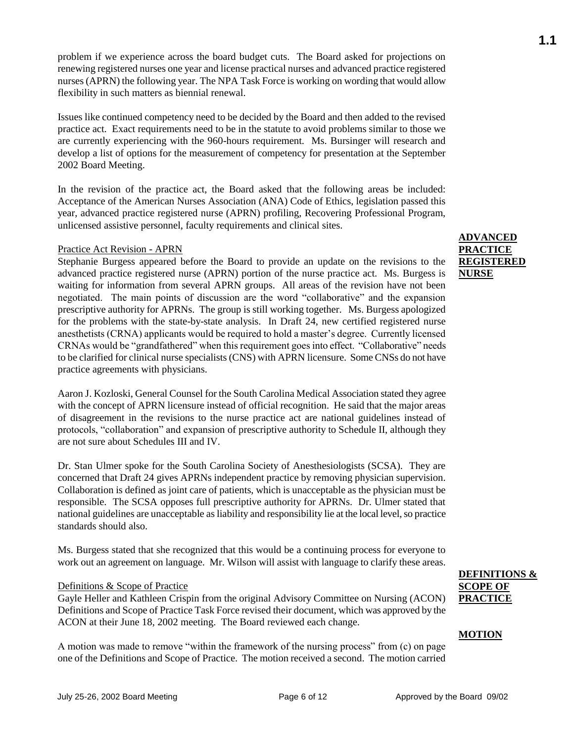problem if we experience across the board budget cuts. The Board asked for projections on renewing registered nurses one year and license practical nurses and advanced practice registered nurses (APRN) the following year. The NPA Task Force is working on wording that would allow flexibility in such matters as biennial renewal.

Issues like continued competency need to be decided by the Board and then added to the revised practice act. Exact requirements need to be in the statute to avoid problems similar to those we are currently experiencing with the 960-hours requirement. Ms. Bursinger will research and develop a list of options for the measurement of competency for presentation at the September 2002 Board Meeting.

In the revision of the practice act, the Board asked that the following areas be included: Acceptance of the American Nurses Association (ANA) Code of Ethics, legislation passed this year, advanced practice registered nurse (APRN) profiling, Recovering Professional Program, unlicensed assistive personnel, faculty requirements and clinical sites.

**ADVANCED PRACTICE REGISTERED NURSE**

Practice Act Revision - APRN

Stephanie Burgess appeared before the Board to provide an update on the revisions to the advanced practice registered nurse (APRN) portion of the nurse practice act. Ms. Burgess is waiting for information from several APRN groups. All areas of the revision have not been negotiated. The main points of discussion are the word "collaborative" and the expansion prescriptive authority for APRNs. The group is still working together. Ms. Burgess apologized for the problems with the state-by-state analysis. In Draft 24, new certified registered nurse anesthetists (CRNA) applicants would be required to hold a master's degree. Currently licensed CRNAs would be "grandfathered" when this requirement goes into effect. "Collaborative" needs to be clarified for clinical nurse specialists (CNS) with APRN licensure. Some CNSs do not have practice agreements with physicians.

Aaron J. Kozloski, General Counsel for the South Carolina Medical Association stated they agree with the concept of APRN licensure instead of official recognition. He said that the major areas of disagreement in the revisions to the nurse practice act are national guidelines instead of protocols, "collaboration" and expansion of prescriptive authority to Schedule II, although they are not sure about Schedules III and IV.

Dr. Stan Ulmer spoke for the South Carolina Society of Anesthesiologists (SCSA). They are concerned that Draft 24 gives APRNs independent practice by removing physician supervision. Collaboration is defined as joint care of patients, which is unacceptable as the physician must be responsible. The SCSA opposes full prescriptive authority for APRNs. Dr. Ulmer stated that national guidelines are unacceptable as liability and responsibility lie at the local level, so practice standards should also.

Ms. Burgess stated that she recognized that this would be a continuing process for everyone to work out an agreement on language. Mr. Wilson will assist with language to clarify these areas.

**DEFINITIONS & SCOPE OF PRACTICE**

Definitions & Scope of Practice

Gayle Heller and Kathleen Crispin from the original Advisory Committee on Nursing (ACON) Definitions and Scope of Practice Task Force revised their document, which was approved by the ACON at their June 18, 2002 meeting. The Board reviewed each change.

**MOTION**

A motion was made to remove "within the framework of the nursing process" from (c) on page one of the Definitions and Scope of Practice. The motion received a second. The motion carried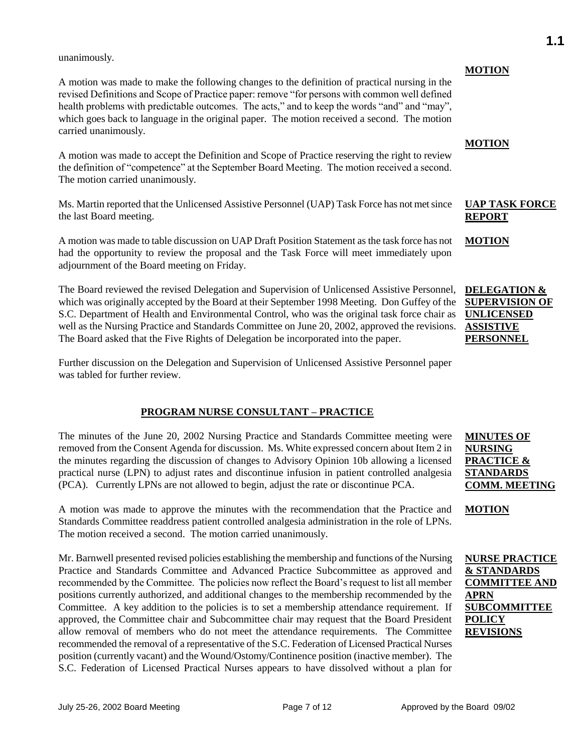unanimously.

**MOTION**

A motion was made to make the following changes to the definition of practical nursing in the revised Definitions and Scope of Practice paper: remove "for persons with common well defined health problems with predictable outcomes. The acts," and to keep the words "and" and "may", which goes back to language in the original paper. The motion received a second. The motion carried unanimously.

**MOTION**

A motion was made to accept the Definition and Scope of Practice reserving the right to review the definition of "competence" at the September Board Meeting. The motion received a second. The motion carried unanimously.

**UAP TASK FORCE REPORT**

Ms. Martin reported that the Unlicensed Assistive Personnel (UAP) Task Force has not met since the last Board meeting.

**MOTION**

A motion was made to table discussion on UAP Draft Position Statement as the task force has not had the opportunity to review the proposal and the Task Force will meet immediately upon adjournment of the Board meeting on Friday.

**DELEGATION & SUPERVISION OF UNLICENSED ASSISTIVE PERSONNEL**

The Board reviewed the revised Delegation and Supervision of Unlicensed Assistive Personnel, which was originally accepted by the Board at their September 1998 Meeting. Don Guffey of the S.C. Department of Health and Environmental Control, who was the original task force chair as well as the Nursing Practice and Standards Committee on June 20, 2002, approved the revisions. The Board asked that the Five Rights of Delegation be incorporated into the paper.

Further discussion on the Delegation and Supervision of Unlicensed Assistive Personnel paper was tabled for further review.

## PROGRAM NURSE CONSULTANT – PRACTICE

**MINUTES OF NURSING PRACTICE & STANDARDS COMM. MEETING**

The minutes of the June 20, 2002 Nursing Practice and Standards Committee meeting were removed from the Consent Agenda for discussion. Ms. White expressed concern about Item 2 in the minutes regarding the discussion of changes to Advisory Opinion 10b allowing a licensed practical nurse (LPN) to adjust rates and discontinue infusion in patient controlled analgesia (PCA). Currently LPNs are not allowed to begin, adjust the rate or discontinue PCA.

**MOTION**

A motion was made to approve the minutes with the recommendation that the Practice and Standards Committee readdress patient controlled analgesia administration in the role of LPNs. The motion received a second. The motion carried unanimously.

**NURSE PRACTICE & STANDARDS COMMITTEE AND APRN SUBCOMMITTEE POLICY REVISIONS**

Mr. Barnwell presented revised policies establishing the membership and functions of the Nursing Practice and Standards Committee and Advanced Practice Subcommittee as approved and recommended by the Committee. The policies now reflect the Board's request to list all member positions currently authorized, and additional changes to the membership recommended by the Committee. A key addition to the policies is to set a membership attendance requirement. If approved, the Committee chair and Subcommittee chair may request that the Board President allow removal of members who do not meet the attendance requirements. The Committee recommended the removal of a representative of the S.C. Federation of Licensed Practical Nurses position (currently vacant) and the Wound/Ostomy/Continence position (inactive member). The S.C. Federation of Licensed Practical Nurses appears to have dissolved without a plan for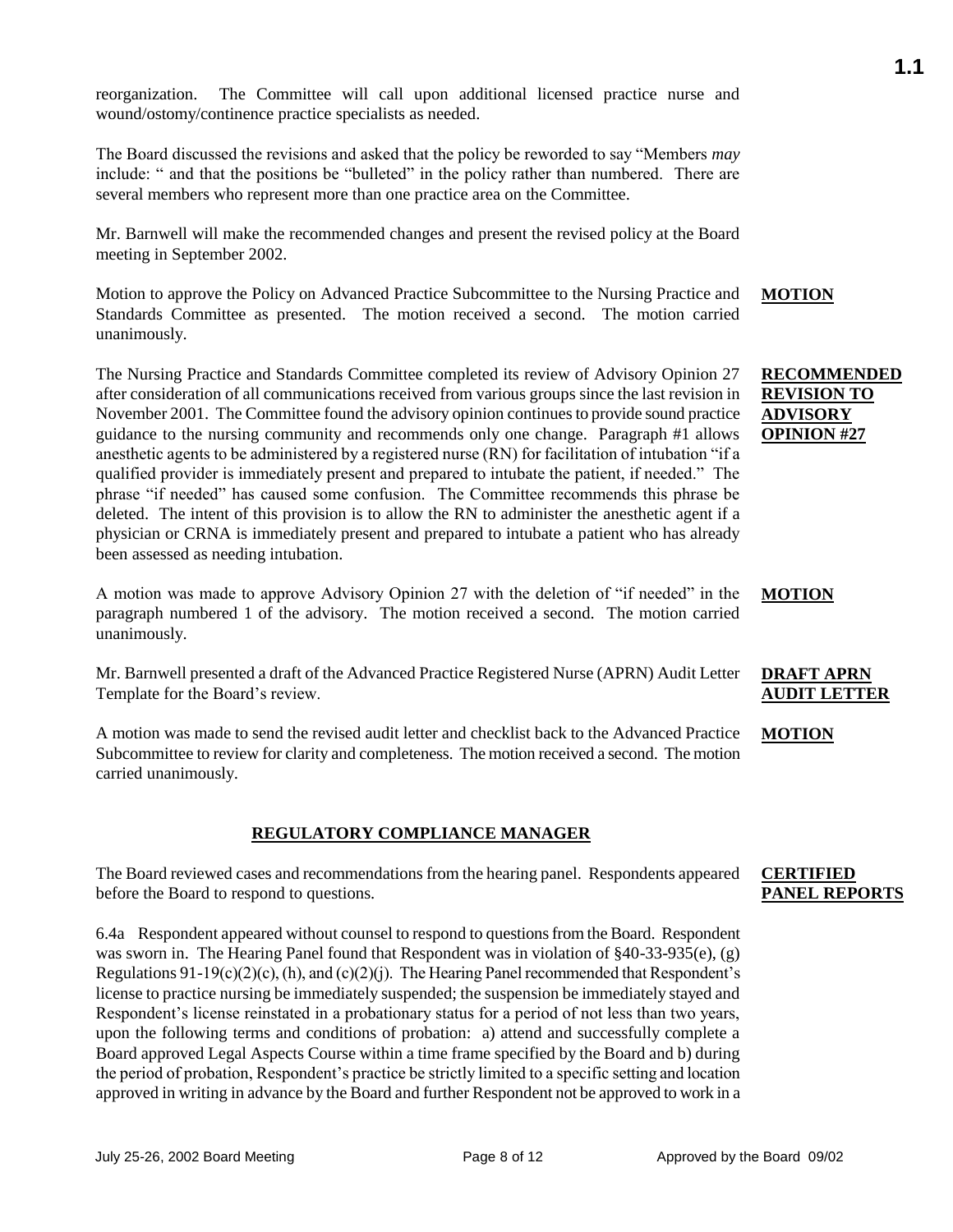reorganization. The Committee will call upon additional licensed practice nurse and wound/ostomy/continence practice specialists as needed.

The Board discussed the revisions and asked that the policy be reworded to say "Members *may* include: " and that the positions be "bulleted" in the policy rather than numbered. There are several members who represent more than one practice area on the Committee.

Mr. Barnwell will make the recommended changes and present the revised policy at the Board meeting in September 2002.

**MOTION**

Motion to approve the Policy on Advanced Practice Subcommittee to the Nursing Practice and Standards Committee as presented. The motion received a second. The motion carried unanimously.

**RECOMMENDED REVISION TO ADVISORY OPINION #27**

The Nursing Practice and Standards Committee completed its review of Advisory Opinion 27 after consideration of all communications received from various groups since the last revision in November 2001. The Committee found the advisory opinion continues to provide sound practice guidance to the nursing community and recommends only one change. Paragraph #1 allows anesthetic agents to be administered by a registered nurse (RN) for facilitation of intubation "if a qualified provider is immediately present and prepared to intubate the patient, if needed." The phrase "if needed" has caused some confusion. The Committee recommends this phrase be deleted. The intent of this provision is to allow the RN to administer the anesthetic agent if a physician or CRNA is immediately present and prepared to intubate a patient who has already been assessed as needing intubation.

**MOTION**

A motion was made to approve Advisory Opinion 27 with the deletion of "if needed" in the paragraph numbered 1 of the advisory. The motion received a second. The motion carried unanimously.

**DRAFT APRN AUDIT LETTER**

Mr. Barnwell presented a draft of the Advanced Practice Registered Nurse (APRN) Audit Letter Template for the Board's review.

**MOTION**

A motion was made to send the revised audit letter and checklist back to the Advanced Practice Subcommittee to review for clarity and completeness. The motion received a second. The motion carried unanimously.

## REGULATORY COMPLIANCE MANAGER

**CERTIFIED PANEL REPORTS**

The Board reviewed cases and recommendations from the hearing panel. Respondents appeared before the Board to respond to questions.

6.4a Respondent appeared without counsel to respond to questions from the Board. Respondent was sworn in. The Hearing Panel found that Respondent was in violation of §40-33-935(e), (g) Regulations 91-19(c)(2)(c), (h), and (c)(2)(j). The Hearing Panel recommended that Respondent's license to practice nursing be immediately suspended; the suspension be immediately stayed and Respondent's license reinstated in a probationary status for a period of not less than two years, upon the following terms and conditions of probation: a) attend and successfully complete a Board approved Legal Aspects Course within a time frame specified by the Board and b) during the period of probation, Respondent's practice be strictly limited to a specific setting and location approved in writing in advance by the Board and further Respondent not be approved to work in a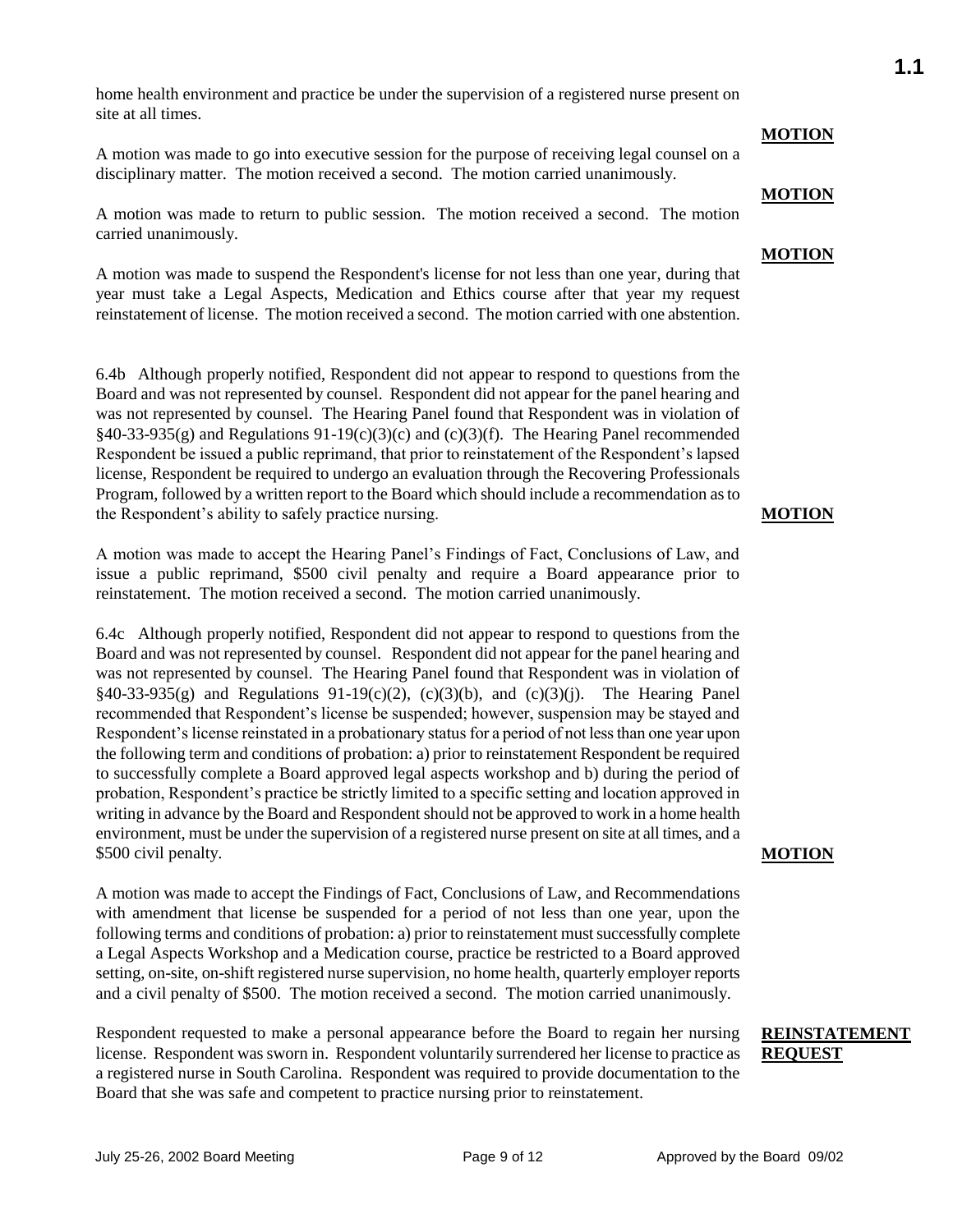home health environment and practice be under the supervision of a registered nurse present on site at all times.

**MOTION**

A motion was made to go into executive session for the purpose of receiving legal counsel on a disciplinary matter. The motion received a second. The motion carried unanimously.

**MOTION**

A motion was made to return to public session. The motion received a second. The motion carried unanimously.

**MOTION**

A motion was made to suspend the Respondent's license for not less than one year, during that year must take a Legal Aspects, Medication and Ethics course after that year my request reinstatement of license. The motion received a second. The motion carried with one abstention.

6.4b Although properly notified, Respondent did not appear to respond to questions from the Board and was not represented by counsel. Respondent did not appear for the panel hearing and was not represented by counsel. The Hearing Panel found that Respondent was in violation of §40-33-935(g) and Regulations 91-19(c)(3)(c) and (c)(3)(f). The Hearing Panel recommended Respondent be issued a public reprimand, that prior to reinstatement of the Respondent's lapsed license, Respondent be required to undergo an evaluation through the Recovering Professionals Program, followed by a written report to the Board which should include a recommendation as to the Respondent's ability to safely practice nursing.

**MOTION**

A motion was made to accept the Hearing Panel's Findings of Fact, Conclusions of Law, and issue a public reprimand, $500 civil penalty and require a Board appearance prior to reinstatement. The motion received a second. The motion carried unanimously.

6.4c Although properly notified, Respondent did not appear to respond to questions from the Board and was not represented by counsel. Respondent did not appear for the panel hearing and was not represented by counsel. The Hearing Panel found that Respondent was in violation of §40-33-935(g) and Regulations 91-19(c)(2), (c)(3)(b), and (c)(3)(j). The Hearing Panel recommended that Respondent's license be suspended; however, suspension may be stayed and Respondent's license reinstated in a probationary status for a period of not less than one year upon the following term and conditions of probation: a) prior to reinstatement Respondent be required to successfully complete a Board approved legal aspects workshop and b) during the period of probation, Respondent's practice be strictly limited to a specific setting and location approved in writing in advance by the Board and Respondent should not be approved to work in a home health environment, must be under the supervision of a registered nurse present on site at all times, and a $500 civil penalty.

**MOTION**

A motion was made to accept the Findings of Fact, Conclusions of Law, and Recommendations with amendment that license be suspended for a period of not less than one year, upon the following terms and conditions of probation: a) prior to reinstatement must successfully complete a Legal Aspects Workshop and a Medication course, practice be restricted to a Board approved setting, on-site, on-shift registered nurse supervision, no home health, quarterly employer reports and a civil penalty of $500. The motion received a second. The motion carried unanimously.

**REINSTATEMENT REQUEST**

Respondent requested to make a personal appearance before the Board to regain her nursing license. Respondent was sworn in. Respondent voluntarily surrendered her license to practice as a registered nurse in South Carolina. Respondent was required to provide documentation to the Board that she was safe and competent to practice nursing prior to reinstatement.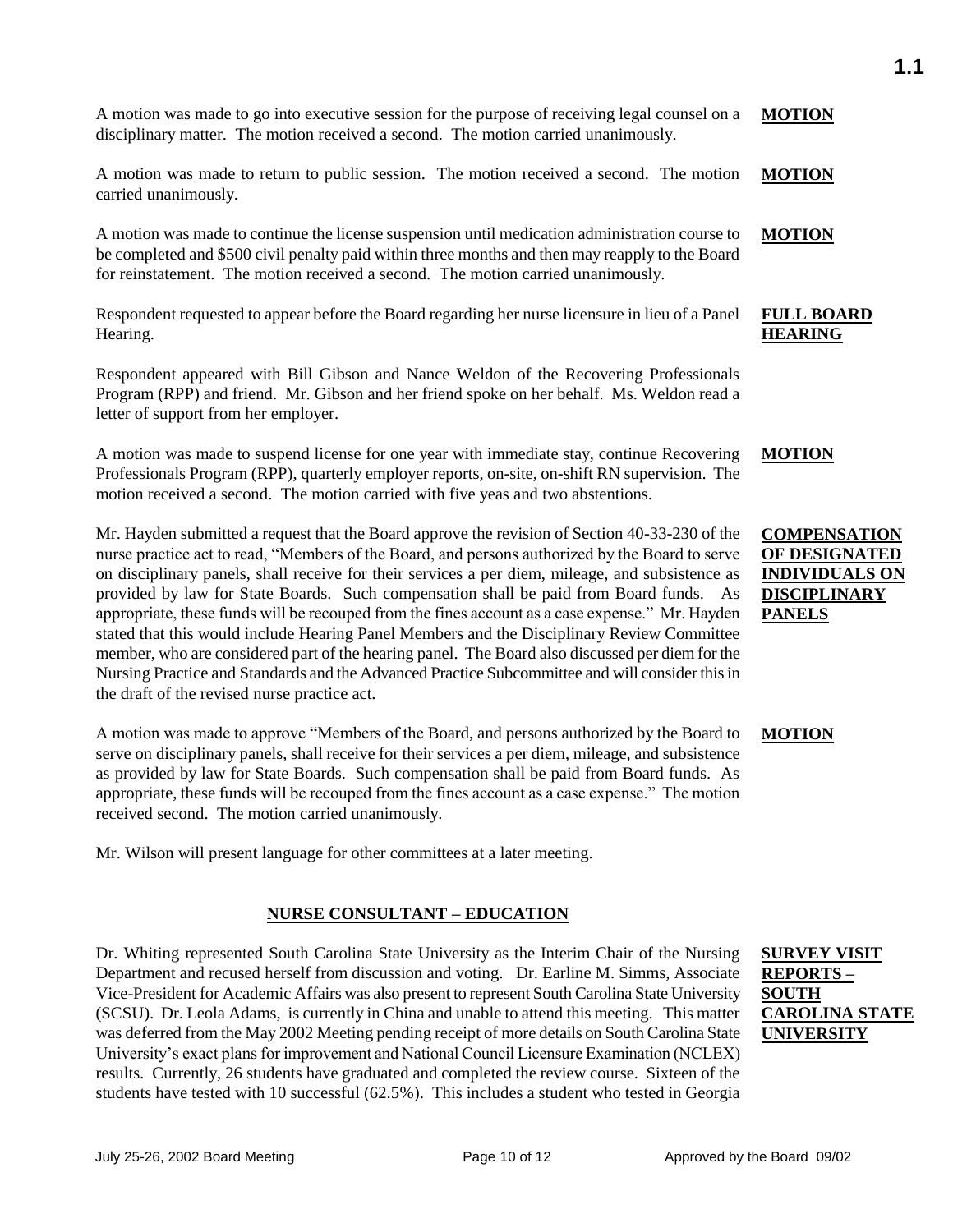A motion was made to go into executive session for the purpose of receiving legal counsel on a disciplinary matter. The motion received a second. The motion carried unanimously. **MOTION**

A motion was made to return to public session. The motion received a second. The motion carried unanimously. **MOTION**

A motion was made to continue the license suspension until medication administration course to be completed and $500 civil penalty paid within three months and then may reapply to the Board for reinstatement. The motion received a second. The motion carried unanimously. **MOTION**

**FULL BOARD HEARING**

Respondent requested to appear before the Board regarding her nurse licensure in lieu of a Panel Hearing.

Respondent appeared with Bill Gibson and Nance Weldon of the Recovering Professionals Program (RPP) and friend. Mr. Gibson and her friend spoke on her behalf. Ms. Weldon read a letter of support from her employer.

A motion was made to suspend license for one year with immediate stay, continue Recovering Professionals Program (RPP), quarterly employer reports, on-site, on-shift RN supervision. The motion received a second. The motion carried with five yeas and two abstentions. **MOTION**

**COMPENSATION OF DESIGNATED INDIVIDUALS ON DISCIPLINARY PANELS**

Mr. Hayden submitted a request that the Board approve the revision of Section 40-33-230 of the nurse practice act to read, "Members of the Board, and persons authorized by the Board to serve on disciplinary panels, shall receive for their services a per diem, mileage, and subsistence as provided by law for State Boards. Such compensation shall be paid from Board funds. As appropriate, these funds will be recouped from the fines account as a case expense." Mr. Hayden stated that this would include Hearing Panel Members and the Disciplinary Review Committee member, who are considered part of the hearing panel. The Board also discussed per diem for the Nursing Practice and Standards and the Advanced Practice Subcommittee and will consider this in the draft of the revised nurse practice act.

A motion was made to approve "Members of the Board, and persons authorized by the Board to serve on disciplinary panels, shall receive for their services a per diem, mileage, and subsistence as provided by law for State Boards. Such compensation shall be paid from Board funds. As appropriate, these funds will be recouped from the fines account as a case expense." The motion received second. The motion carried unanimously. **MOTION**

Mr. Wilson will present language for other committees at a later meeting.

## NURSE CONSULTANT – EDUCATION

**SURVEY VISIT REPORTS – SOUTH CAROLINA STATE UNIVERSITY**

Dr. Whiting represented South Carolina State University as the Interim Chair of the Nursing Department and recused herself from discussion and voting. Dr. Earline M. Simms, Associate Vice-President for Academic Affairs was also present to represent South Carolina State University (SCSU). Dr. Leola Adams, is currently in China and unable to attend this meeting. This matter was deferred from the May 2002 Meeting pending receipt of more details on South Carolina State University's exact plans for improvement and National Council Licensure Examination (NCLEX) results. Currently, 26 students have graduated and completed the review course. Sixteen of the students have tested with 10 successful (62.5%). This includes a student who tested in Georgia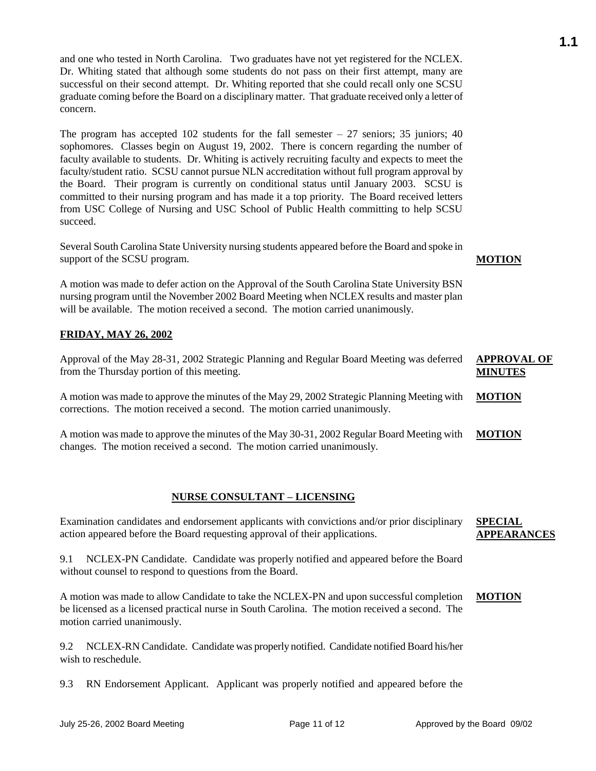and one who tested in North Carolina. Two graduates have not yet registered for the NCLEX. Dr. Whiting stated that although some students do not pass on their first attempt, many are successful on their second attempt. Dr. Whiting reported that she could recall only one SCSU graduate coming before the Board on a disciplinary matter. That graduate received only a letter of concern.

The program has accepted 102 students for the fall semester – 27 seniors; 35 juniors; 40 sophomores. Classes begin on August 19, 2002. There is concern regarding the number of faculty available to students. Dr. Whiting is actively recruiting faculty and expects to meet the faculty/student ratio. SCSU cannot pursue NLN accreditation without full program approval by the Board. Their program is currently on conditional status until January 2003. SCSU is committed to their nursing program and has made it a top priority. The Board received letters from USC College of Nursing and USC School of Public Health committing to help SCSU succeed.

Several South Carolina State University nursing students appeared before the Board and spoke in support of the SCSU program.

**MOTION**

A motion was made to defer action on the Approval of the South Carolina State University BSN nursing program until the November 2002 Board Meeting when NCLEX results and master plan will be available. The motion received a second. The motion carried unanimously.

**FRIDAY, MAY 26, 2002**

**APPROVAL OF MINUTES**

Approval of the May 28-31, 2002 Strategic Planning and Regular Board Meeting was deferred from the Thursday portion of this meeting.

**MOTION**

A motion was made to approve the minutes of the May 29, 2002 Strategic Planning Meeting with corrections. The motion received a second. The motion carried unanimously.

**MOTION**

A motion was made to approve the minutes of the May 30-31, 2002 Regular Board Meeting with changes. The motion received a second. The motion carried unanimously.

## NURSE CONSULTANT – LICENSING

**SPECIAL APPEARANCES**

Examination candidates and endorsement applicants with convictions and/or prior disciplinary action appeared before the Board requesting approval of their applications.

9.1 NCLEX-PN Candidate. Candidate was properly notified and appeared before the Board without counsel to respond to questions from the Board.

**MOTION**

A motion was made to allow Candidate to take the NCLEX-PN and upon successful completion be licensed as a licensed practical nurse in South Carolina. The motion received a second. The motion carried unanimously.

9.2 NCLEX-RN Candidate. Candidate was properly notified. Candidate notified Board his/her wish to reschedule.

9.3 RN Endorsement Applicant. Applicant was properly notified and appeared before the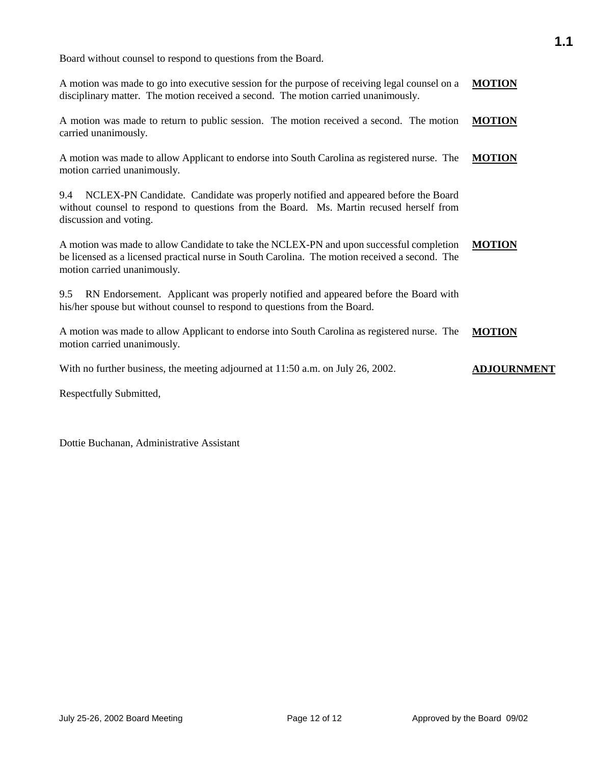Board without counsel to respond to questions from the Board.

A motion was made to go into executive session for the purpose of receiving legal counsel on a disciplinary matter. The motion received a second. The motion carried unanimously. **MOTION**

A motion was made to return to public session. The motion received a second. The motion carried unanimously. **MOTION**

A motion was made to allow Applicant to endorse into South Carolina as registered nurse. The motion carried unanimously. **MOTION**

9.4 NCLEX-PN Candidate. Candidate was properly notified and appeared before the Board without counsel to respond to questions from the Board. Ms. Martin recused herself from discussion and voting.

A motion was made to allow Candidate to take the NCLEX-PN and upon successful completion be licensed as a licensed practical nurse in South Carolina. The motion received a second. The motion carried unanimously. **MOTION**

9.5 RN Endorsement. Applicant was properly notified and appeared before the Board with his/her spouse but without counsel to respond to questions from the Board.

A motion was made to allow Applicant to endorse into South Carolina as registered nurse. The motion carried unanimously. **MOTION**

With no further business, the meeting adjourned at 11:50 a.m. on July 26, 2002. **ADJOURNMENT**

Respectfully Submitted,

Dottie Buchanan, Administrative Assistant